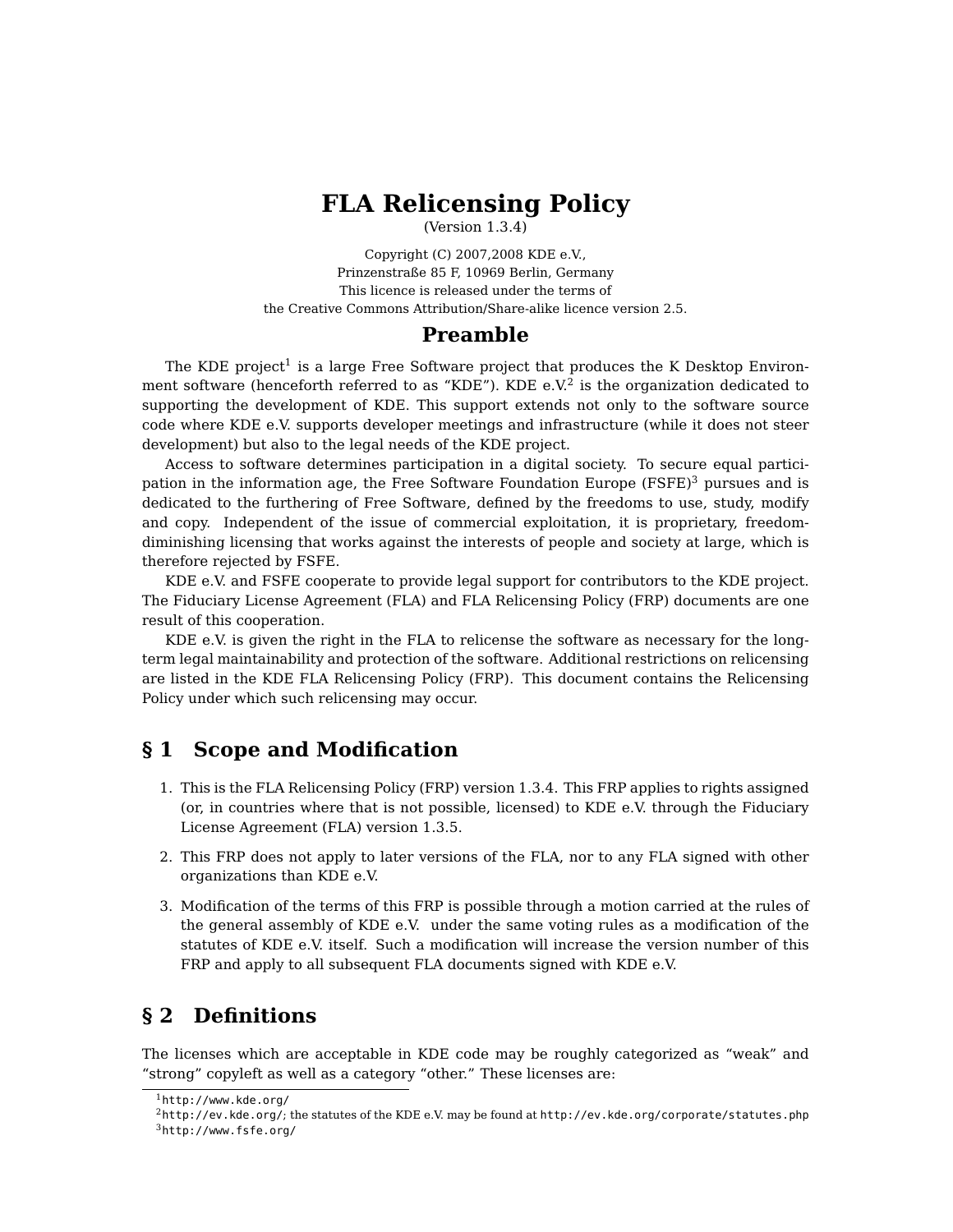# FLA Relicensing Policy

(Version 1.3.4)

Copyright (C) 2007,2008 KDE e.V.,
Prinzenstraße 85 F, 10969 Berlin, Germany
This licence is released under the terms of
the Creative Commons Attribution/Share-alike licence version 2.5.

## Preamble

The KDE project[1] is a large Free Software project that produces the K Desktop Environment software (henceforth referred to as "KDE"). KDE e.V.[2] is the organization dedicated to supporting the development of KDE. This support extends not only to the software source code where KDE e.V. supports developer meetings and infrastructure (while it does not steer development) but also to the legal needs of the KDE project.

Access to software determines participation in a digital society. To secure equal participation in the information age, the Free Software Foundation Europe (FSFE)[3] pursues and is dedicated to the furthering of Free Software, defined by the freedoms to use, study, modify and copy. Independent of the issue of commercial exploitation, it is proprietary, freedom-diminishing licensing that works against the interests of people and society at large, which is therefore rejected by FSFE.

KDE e.V. and FSFE cooperate to provide legal support for contributors to the KDE project. The Fiduciary License Agreement (FLA) and FLA Relicensing Policy (FRP) documents are one result of this cooperation.

KDE e.V. is given the right in the FLA to relicense the software as necessary for the long-term legal maintainability and protection of the software. Additional restrictions on relicensing are listed in the KDE FLA Relicensing Policy (FRP). This document contains the Relicensing Policy under which such relicensing may occur.

## § 1 Scope and Modification

1. This is the FLA Relicensing Policy (FRP) version 1.3.4. This FRP applies to rights assigned (or, in countries where that is not possible, licensed) to KDE e.V. through the Fiduciary License Agreement (FLA) version 1.3.5.
2. This FRP does not apply to later versions of the FLA, nor to any FLA signed with other organizations than KDE e.V.
3. Modification of the terms of this FRP is possible through a motion carried at the rules of the general assembly of KDE e.V. under the same voting rules as a modification of the statutes of KDE e.V. itself. Such a modification will increase the version number of this FRP and apply to all subsequent FLA documents signed with KDE e.V.

## § 2 Definitions

The licenses which are acceptable in KDE code may be roughly categorized as "weak" and "strong" copyleft as well as a category "other." These licenses are:

[1] http://www.kde.org/
[2] http://ev.kde.org/; the statutes of the KDE e.V. may be found at http://ev.kde.org/corporate/statutes.php
[3] http://www.fsfe.org/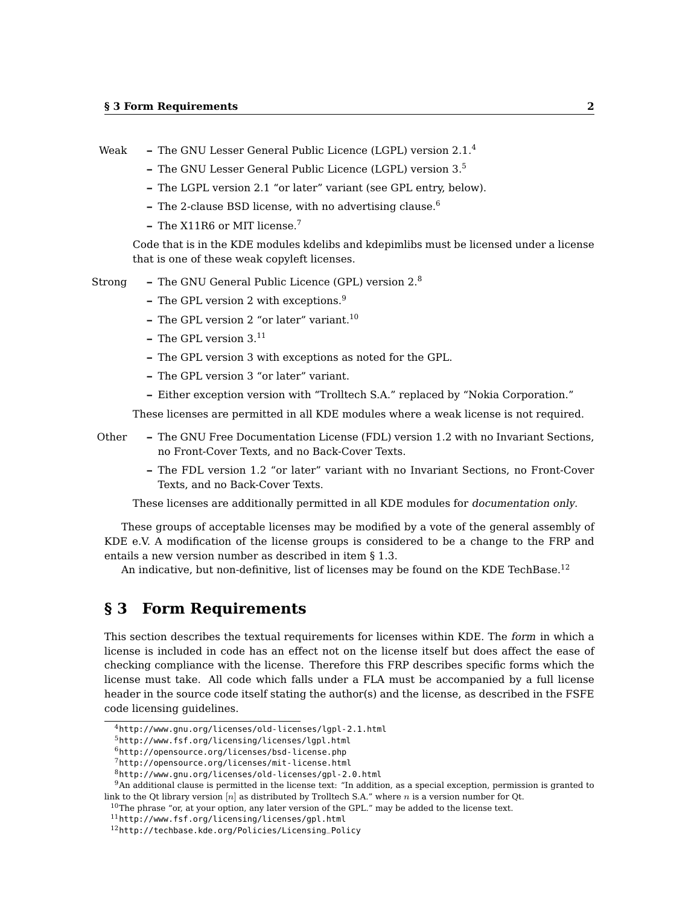Weak

- The GNU Lesser General Public Licence (LGPL) version 2.1.[4]
- The GNU Lesser General Public Licence (LGPL) version 3.[5]
- The LGPL version 2.1 "or later" variant (see GPL entry, below).
- The 2-clause BSD license, with no advertising clause.[6]
- The X11R6 or MIT license.[7]

Code that is in the KDE modules kdelibs and kdepimlibs must be licensed under a license that is one of these weak copyleft licenses.

Strong

- The GNU General Public Licence (GPL) version 2.[8]
- The GPL version 2 with exceptions.[9]
- The GPL version 2 "or later" variant.[10]
- The GPL version 3.[11]
- The GPL version 3 with exceptions as noted for the GPL.
- The GPL version 3 "or later" variant.
- Either exception version with "Trolltech S.A." replaced by "Nokia Corporation."

These licenses are permitted in all KDE modules where a weak license is not required.

Other

- The GNU Free Documentation License (FDL) version 1.2 with no Invariant Sections, no Front-Cover Texts, and no Back-Cover Texts.
- The FDL version 1.2 "or later" variant with no Invariant Sections, no Front-Cover Texts, and no Back-Cover Texts.

These licenses are additionally permitted in all KDE modules for *documentation only*.

These groups of acceptable licenses may be modified by a vote of the general assembly of KDE e.V. A modification of the license groups is considered to be a change to the FRP and entails a new version number as described in item § 1.3.

An indicative, but non-definitive, list of licenses may be found on the KDE TechBase.[12]

## § 3 Form Requirements

This section describes the textual requirements for licenses within KDE. The *form* in which a license is included in code has an effect not on the license itself but does affect the ease of checking compliance with the license. Therefore this FRP describes specific forms which the license must take. All code which falls under a FLA must be accompanied by a full license header in the source code itself stating the author(s) and the license, as described in the FSFE code licensing guidelines.

---

[4] http://www.gnu.org/licenses/old-licenses/lgpl-2.1.html
[5] http://www.fsf.org/licensing/licenses/lgpl.html
[6] http://opensource.org/licenses/bsd-license.php
[7] http://opensource.org/licenses/mit-license.html
[8] http://www.gnu.org/licenses/old-licenses/gpl-2.0.html
[9] An additional clause is permitted in the license text: "In addition, as a special exception, permission is granted to link to the Qt library version $[n]$ as distributed by Trolltech S.A." where $n$ is a version number for Qt.
[10] The phrase "or, at your option, any later version of the GPL." may be added to the license text.
[11] http://www.fsf.org/licensing/licenses/gpl.html
[12] http://techbase.kde.org/Policies/Licensing_Policy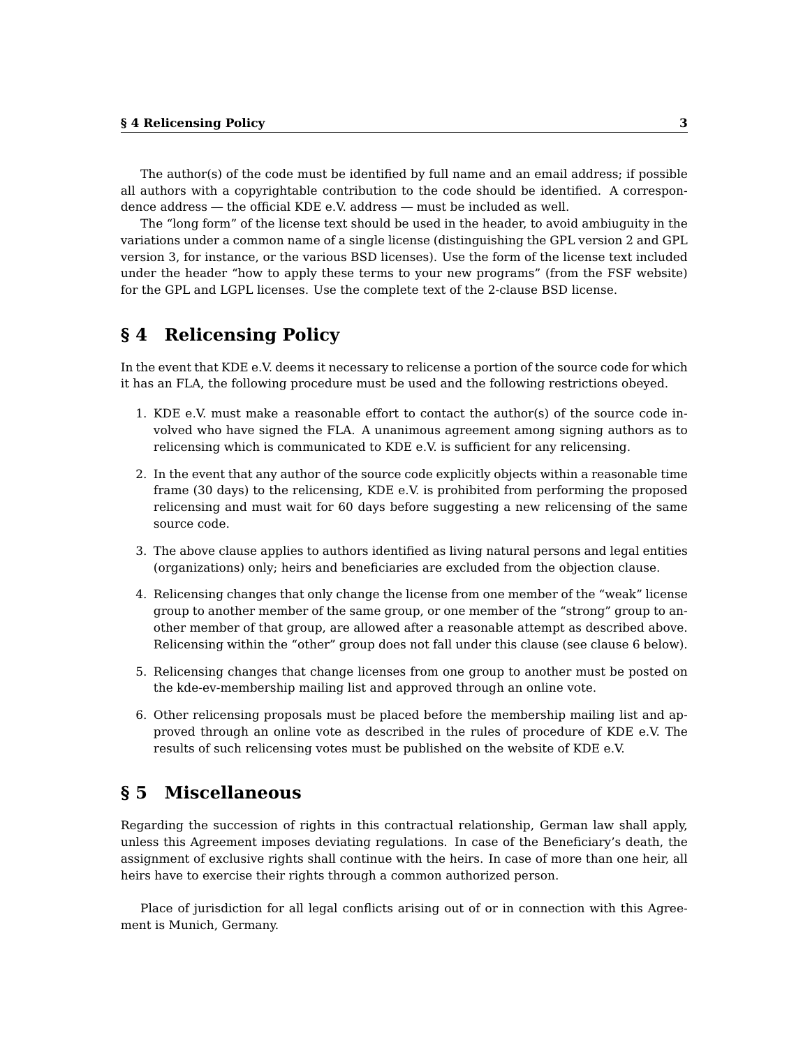The author(s) of the code must be identified by full name and an email address; if possible all authors with a copyrightable contribution to the code should be identified. A correspondence address — the official KDE e.V. address — must be included as well.

The "long form" of the license text should be used in the header, to avoid ambiuguity in the variations under a common name of a single license (distinguishing the GPL version 2 and GPL version 3, for instance, or the various BSD licenses). Use the form of the license text included under the header "how to apply these terms to your new programs" (from the FSF website) for the GPL and LGPL licenses. Use the complete text of the 2-clause BSD license.

## § 4 Relicensing Policy

In the event that KDE e.V. deems it necessary to relicense a portion of the source code for which it has an FLA, the following procedure must be used and the following restrictions obeyed.

1. KDE e.V. must make a reasonable effort to contact the author(s) of the source code involved who have signed the FLA. A unanimous agreement among signing authors as to relicensing which is communicated to KDE e.V. is sufficient for any relicensing.

2. In the event that any author of the source code explicitly objects within a reasonable time frame (30 days) to the relicensing, KDE e.V. is prohibited from performing the proposed relicensing and must wait for 60 days before suggesting a new relicensing of the same source code.

3. The above clause applies to authors identified as living natural persons and legal entities (organizations) only; heirs and beneficiaries are excluded from the objection clause.

4. Relicensing changes that only change the license from one member of the "weak" license group to another member of the same group, or one member of the "strong" group to another member of that group, are allowed after a reasonable attempt as described above. Relicensing within the "other" group does not fall under this clause (see clause 6 below).

5. Relicensing changes that change licenses from one group to another must be posted on the kde-ev-membership mailing list and approved through an online vote.

6. Other relicensing proposals must be placed before the membership mailing list and approved through an online vote as described in the rules of procedure of KDE e.V. The results of such relicensing votes must be published on the website of KDE e.V.

## § 5 Miscellaneous

Regarding the succession of rights in this contractual relationship, German law shall apply, unless this Agreement imposes deviating regulations. In case of the Beneficiary's death, the assignment of exclusive rights shall continue with the heirs. In case of more than one heir, all heirs have to exercise their rights through a common authorized person.

Place of jurisdiction for all legal conflicts arising out of or in connection with this Agreement is Munich, Germany.